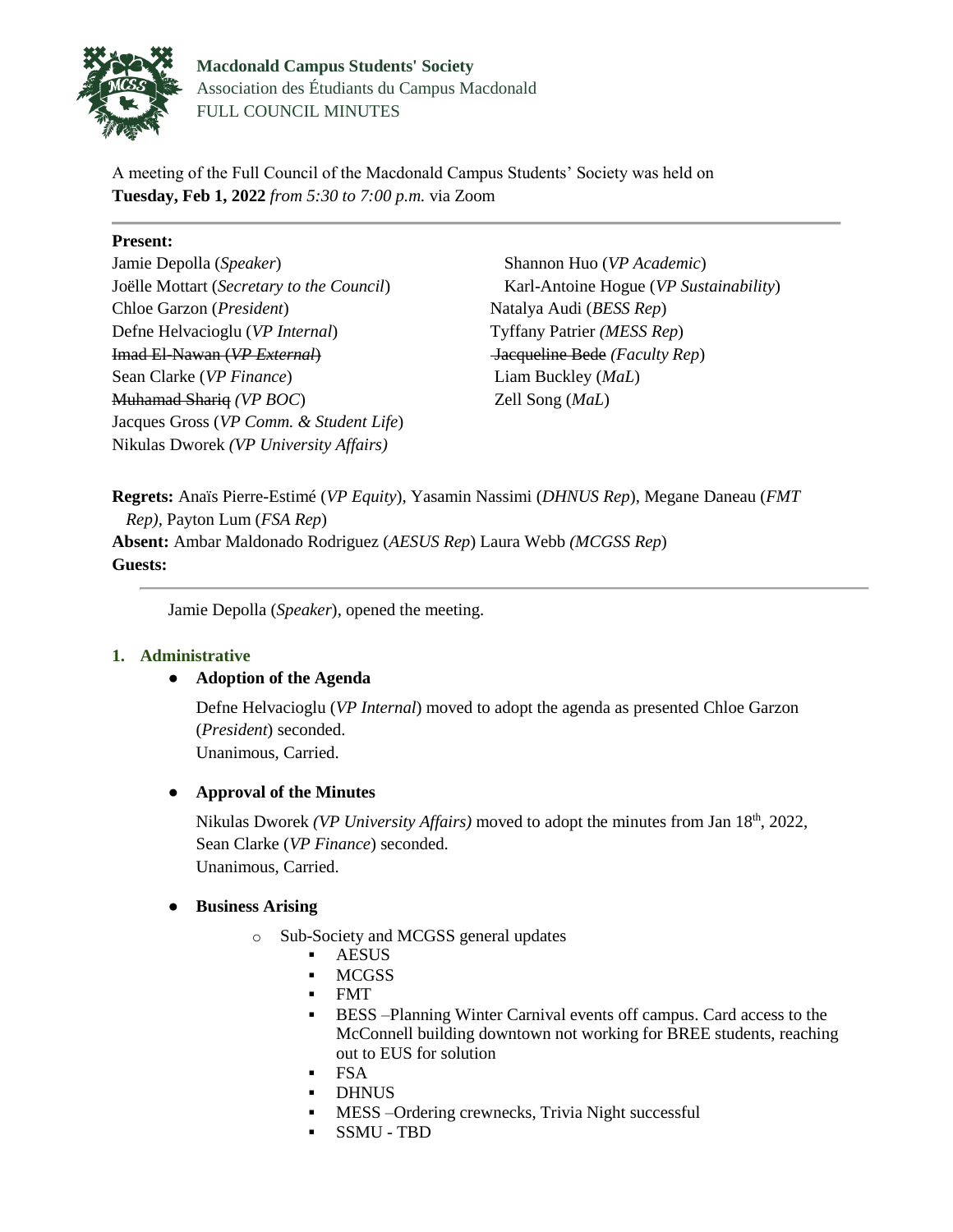**Macdonald Campus Students' Society**
Association des Étudiants du Campus Macdonald
FULL COUNCIL MINUTES

A meeting of the Full Council of the Macdonald Campus Students' Society was held on **Tuesday, Feb 1, 2022** *from 5:30 to 7:00 p.m.* via Zoom

---

**Present:**

Jamie Depolla (*Speaker*)
Joëlle Mottart (*Secretary to the Council*)
Chloe Garzon (*President*)
Defne Helvacioglu (*VP Internal*)
~~Imad El-Nawan (*VP External*)~~
Sean Clarke (*VP Finance*)
~~Muhamad Shariq~~ *(VP BOC*)
Jacques Gross (*VP Comm. & Student Life*)
Nikulas Dworek *(VP University Affairs)*
Shannon Huo (*VP Academic*)
Karl-Antoine Hogue (*VP Sustainability*)
Natalya Audi (*BESS Rep*)
Tyffany Patrier *(MESS Rep*)
~~Jacqueline Bede~~ *(Faculty Rep*)
Liam Buckley (*MaL*)
Zell Song (*MaL*)

**Regrets:** Anaïs Pierre-Estimé (*VP Equity*), Yasamin Nassimi (*DHNUS Rep*), Megane Daneau (*FMT Rep)*, Payton Lum (*FSA Rep*)
**Absent:** Ambar Maldonado Rodriguez (*AESUS Rep*) Laura Webb *(MCGSS Rep*)
**Guests:**

---

Jamie Depolla (*Speaker*), opened the meeting.

## 1. Administrative

- **Adoption of the Agenda**

  Defne Helvacioglu (*VP Internal*) moved to adopt the agenda as presented Chloe Garzon (*President*) seconded.
  Unanimous, Carried.

- **Approval of the Minutes**

  Nikulas Dworek *(VP University Affairs)* moved to adopt the minutes from Jan 18th, 2022, Sean Clarke (*VP Finance*) seconded.
  Unanimous, Carried.

- **Business Arising**
  - Sub-Society and MCGSS general updates
    - AESUS
    - MCGSS
    - FMT
    - BESS –Planning Winter Carnival events off campus. Card access to the McConnell building downtown not working for BREE students, reaching out to EUS for solution
    - FSA
    - DHNUS
    - MESS –Ordering crewnecks, Trivia Night successful
    - SSMU - TBD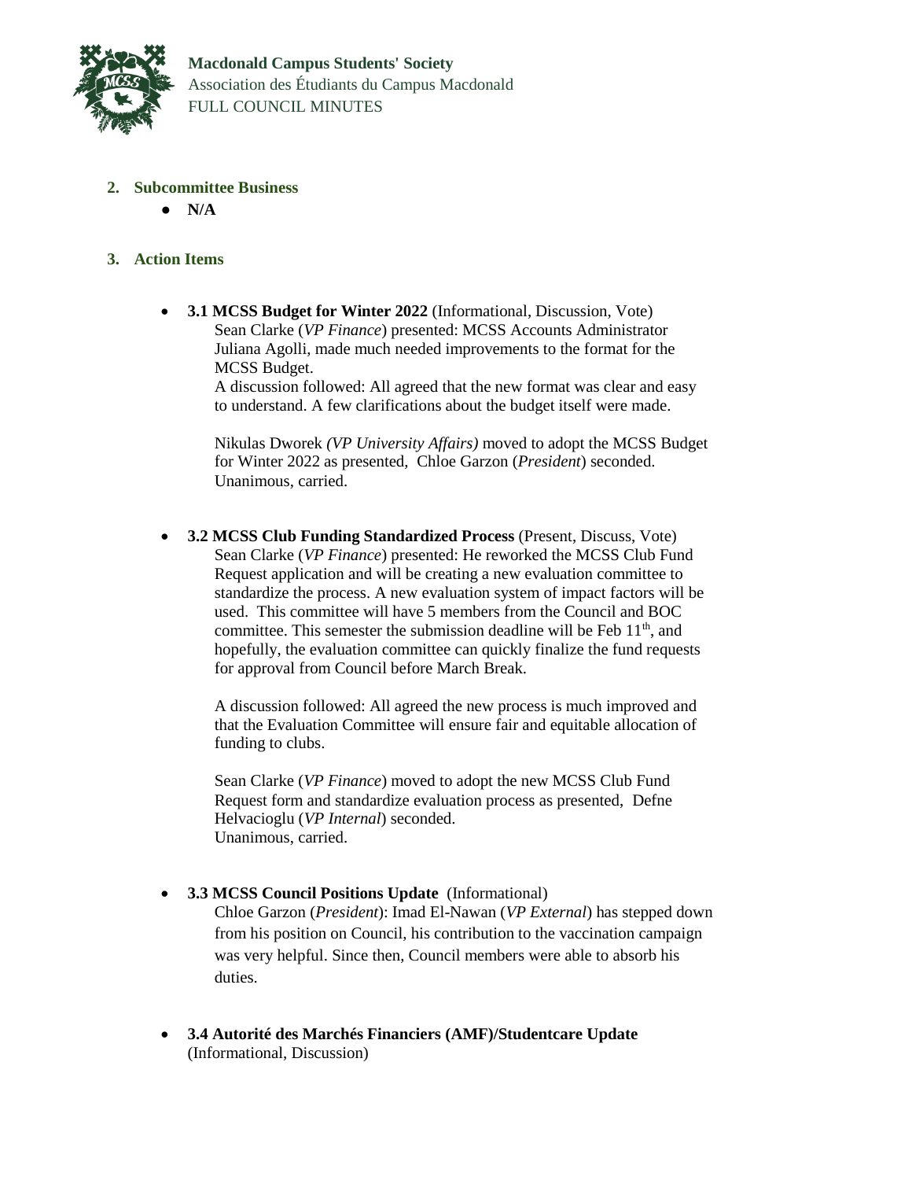## 2. Subcommittee Business

- **N/A**

## 3. Action Items

- **3.1 MCSS Budget for Winter 2022** (Informational, Discussion, Vote)
  Sean Clarke (*VP Finance*) presented: MCSS Accounts Administrator Juliana Agolli, made much needed improvements to the format for the MCSS Budget.
  A discussion followed: All agreed that the new format was clear and easy to understand. A few clarifications about the budget itself were made.

  Nikulas Dworek *(VP University Affairs)* moved to adopt the MCSS Budget for Winter 2022 as presented, Chloe Garzon (*President*) seconded.
  Unanimous, carried.

- **3.2 MCSS Club Funding Standardized Process** (Present, Discuss, Vote)
  Sean Clarke (*VP Finance*) presented: He reworked the MCSS Club Fund Request application and will be creating a new evaluation committee to standardize the process. A new evaluation system of impact factors will be used. This committee will have 5 members from the Council and BOC committee. This semester the submission deadline will be Feb 11th, and hopefully, the evaluation committee can quickly finalize the fund requests for approval from Council before March Break.

  A discussion followed: All agreed the new process is much improved and that the Evaluation Committee will ensure fair and equitable allocation of funding to clubs.

  Sean Clarke (*VP Finance*) moved to adopt the new MCSS Club Fund Request form and standardize evaluation process as presented, Defne Helvacioglu (*VP Internal*) seconded.
  Unanimous, carried.

- **3.3 MCSS Council Positions Update** (Informational)
  Chloe Garzon (*President*): Imad El-Nawan (*VP External*) has stepped down from his position on Council, his contribution to the vaccination campaign was very helpful. Since then, Council members were able to absorb his duties.

- **3.4 Autorité des Marchés Financiers (AMF)/Studentcare Update** (Informational, Discussion)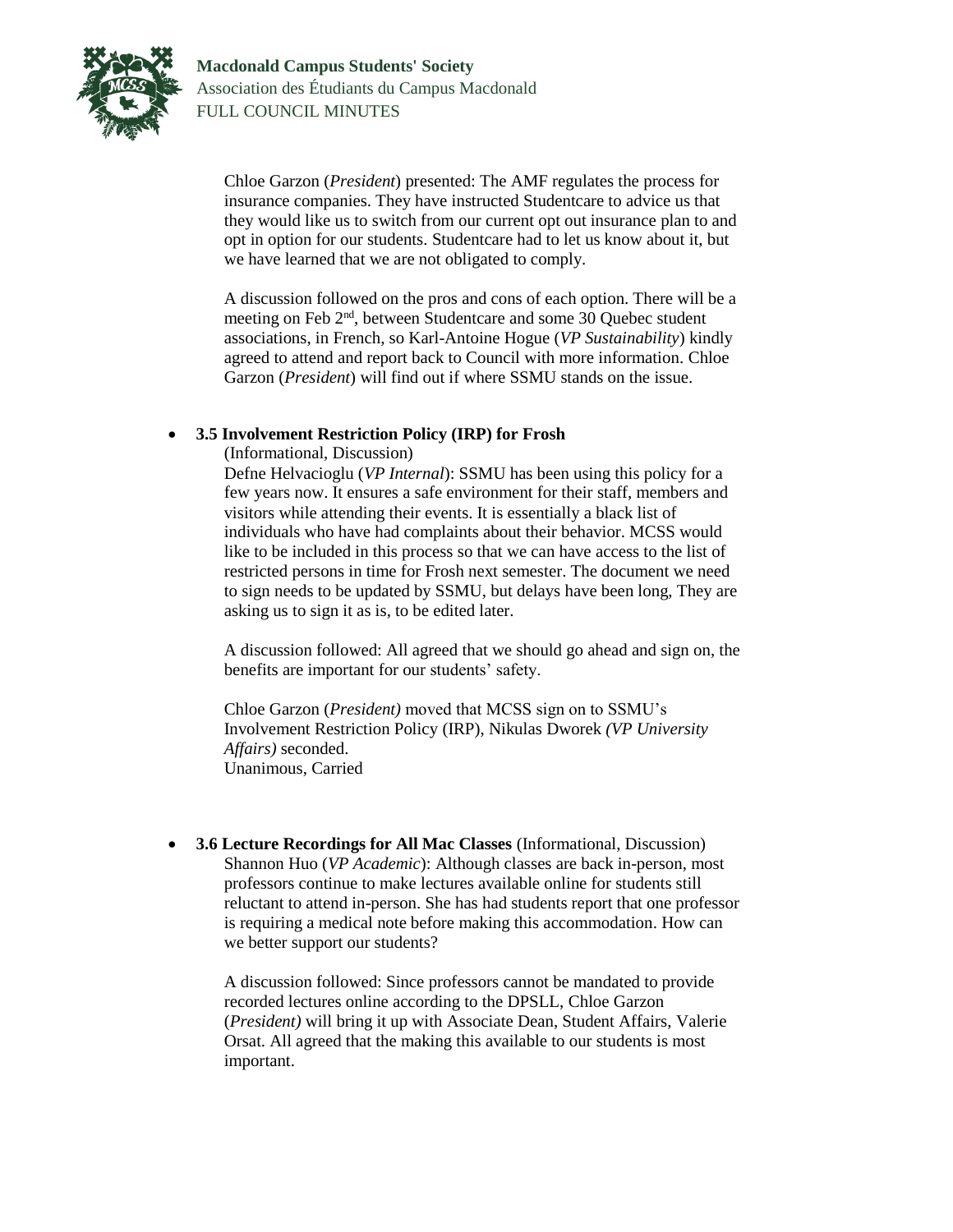Chloe Garzon (*President*) presented: The AMF regulates the process for insurance companies. They have instructed Studentcare to advice us that they would like us to switch from our current opt out insurance plan to and opt in option for our students. Studentcare had to let us know about it, but we have learned that we are not obligated to comply.

A discussion followed on the pros and cons of each option. There will be a meeting on Feb 2nd, between Studentcare and some 30 Quebec student associations, in French, so Karl-Antoine Hogue (*VP Sustainability*) kindly agreed to attend and report back to Council with more information. Chloe Garzon (*President*) will find out if where SSMU stands on the issue.

- **3.5 Involvement Restriction Policy (IRP) for Frosh**
  (Informational, Discussion)
  Defne Helvacioglu (*VP Internal*): SSMU has been using this policy for a few years now. It ensures a safe environment for their staff, members and visitors while attending their events. It is essentially a black list of individuals who have had complaints about their behavior. MCSS would like to be included in this process so that we can have access to the list of restricted persons in time for Frosh next semester. The document we need to sign needs to be updated by SSMU, but delays have been long, They are asking us to sign it as is, to be edited later.

  A discussion followed: All agreed that we should go ahead and sign on, the benefits are important for our students' safety.

  Chloe Garzon (*President)* moved that MCSS sign on to SSMU's Involvement Restriction Policy (IRP), Nikulas Dworek *(VP University Affairs)* seconded.
  Unanimous, Carried

- **3.6 Lecture Recordings for All Mac Classes** (Informational, Discussion)
  Shannon Huo (*VP Academic*): Although classes are back in-person, most professors continue to make lectures available online for students still reluctant to attend in-person. She has had students report that one professor is requiring a medical note before making this accommodation. How can we better support our students?

  A discussion followed: Since professors cannot be mandated to provide recorded lectures online according to the DPSLL, Chloe Garzon (*President)* will bring it up with Associate Dean, Student Affairs, Valerie Orsat. All agreed that the making this available to our students is most important.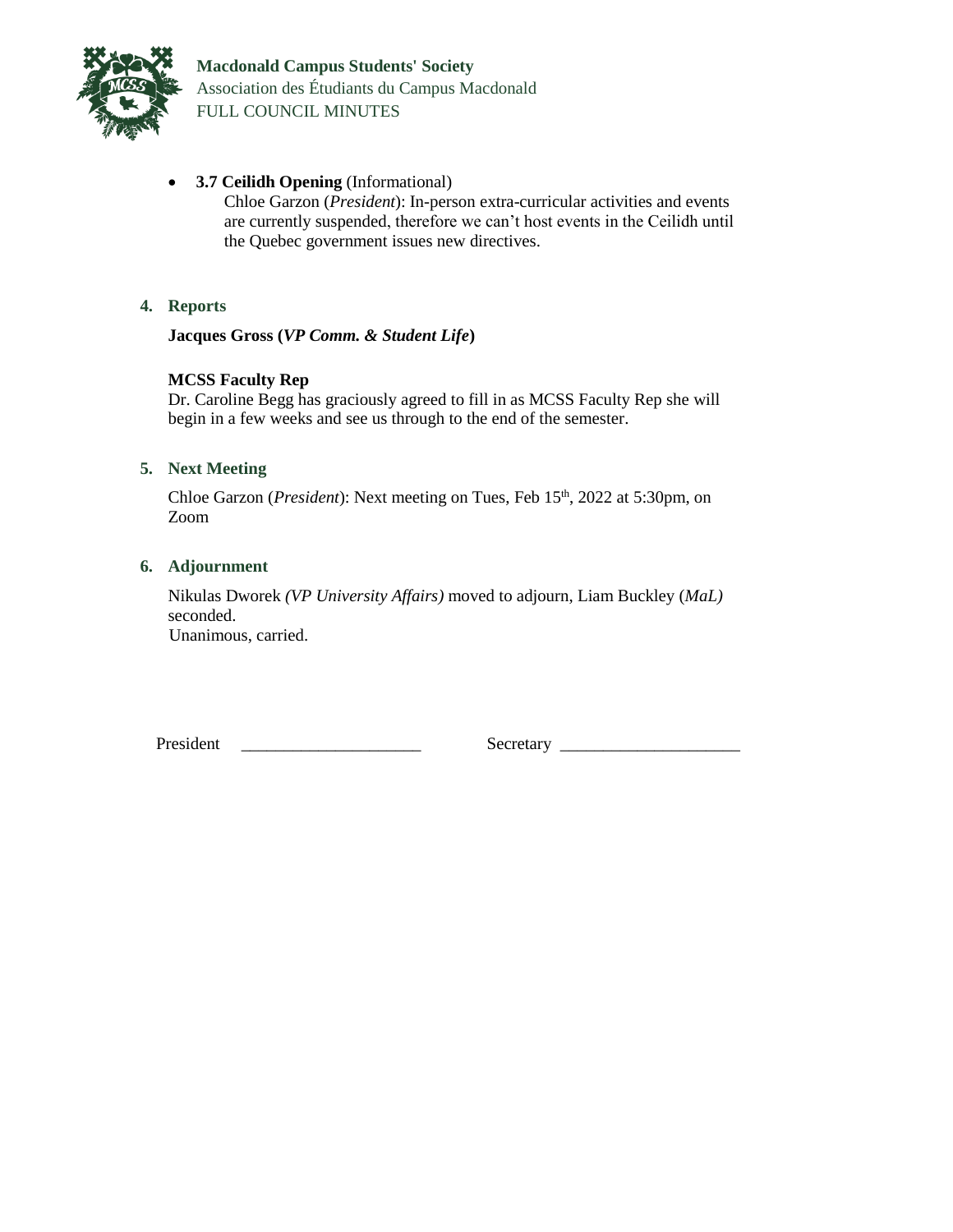- **3.7 Ceilidh Opening** (Informational)
  Chloe Garzon (*President*): In-person extra-curricular activities and events are currently suspended, therefore we can't host events in the Ceilidh until the Quebec government issues new directives.

## 4. Reports

**Jacques Gross (*VP Comm. & Student Life*)**

**MCSS Faculty Rep**
Dr. Caroline Begg has graciously agreed to fill in as MCSS Faculty Rep she will begin in a few weeks and see us through to the end of the semester.

## 5. Next Meeting

Chloe Garzon (*President*): Next meeting on Tues, Feb 15th, 2022 at 5:30pm, on Zoom

## 6. Adjournment

Nikulas Dworek *(VP University Affairs)* moved to adjourn, Liam Buckley (*MaL)* seconded.
Unanimous, carried.

President ____________________ Secretary ____________________